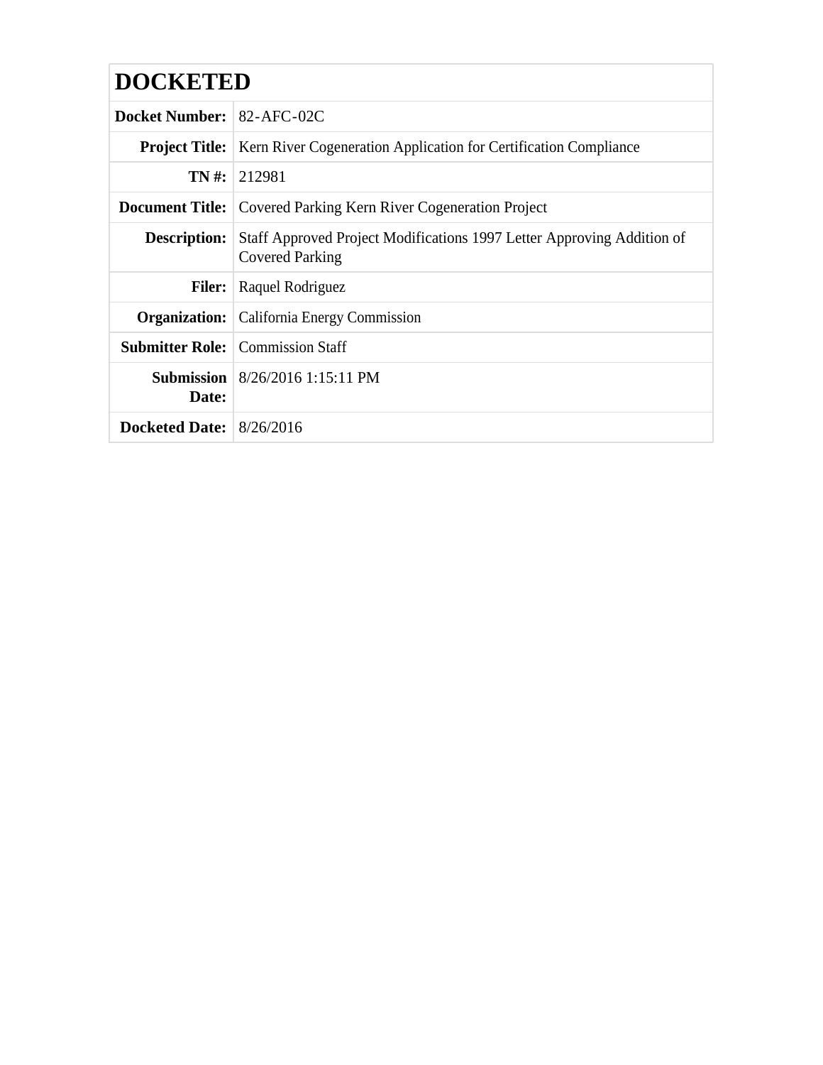# DOCKETED

| | |
|---|---|
| **Docket Number:** | 82-AFC-02C |
| **Project Title:** | Kern River Cogeneration Application for Certification Compliance |
| **TN #:** | 212981 |
| **Document Title:** | Covered Parking Kern River Cogeneration Project |
| **Description:** | Staff Approved Project Modifications 1997 Letter Approving Addition of Covered Parking |
| **Filer:** | Raquel Rodriguez |
| **Organization:** | California Energy Commission |
| **Submitter Role:** | Commission Staff |
| **Submission Date:** | 8/26/2016 1:15:11 PM |
| **Docketed Date:** | 8/26/2016 |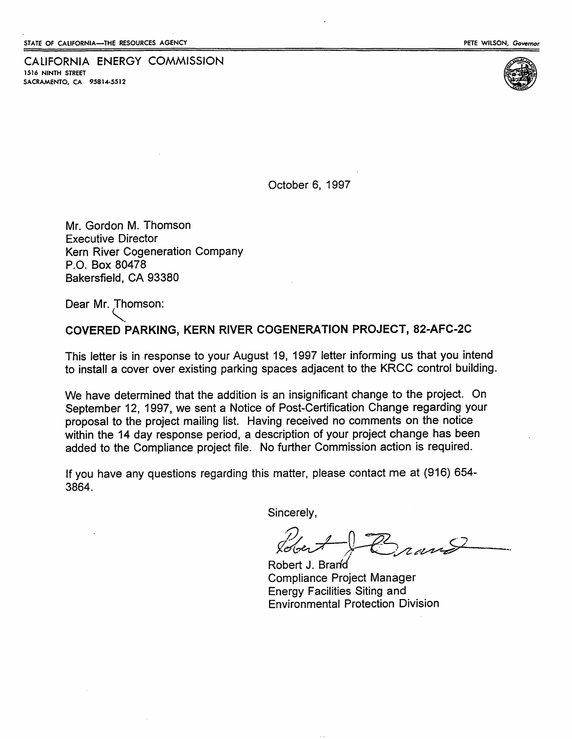STATE OF CALIFORNIA—THE RESOURCES AGENCY

PETE WILSON, *Governor*

CALIFORNIA ENERGY COMMISSION
1516 NINTH STREET
SACRAMENTO, CA 95814-5512

October 6, 1997

Mr. Gordon M. Thomson
Executive Director
Kern River Cogeneration Company
P.O. Box 80478
Bakersfield, CA 93380

Dear Mr. Thomson:

**COVERED PARKING, KERN RIVER COGENERATION PROJECT, 82-AFC-2C**

This letter is in response to your August 19, 1997 letter informing us that you intend to install a cover over existing parking spaces adjacent to the KRCC control building.

We have determined that the addition is an insignificant change to the project. On September 12, 1997, we sent a Notice of Post-Certification Change regarding your proposal to the project mailing list. Having received no comments on the notice within the 14 day response period, a description of your project change has been added to the Compliance project file. No further Commission action is required.

If you have any questions regarding this matter, please contact me at (916) 654-3864.

Sincerely,

Robert J. Brand
Compliance Project Manager
Energy Facilities Siting and
Environmental Protection Division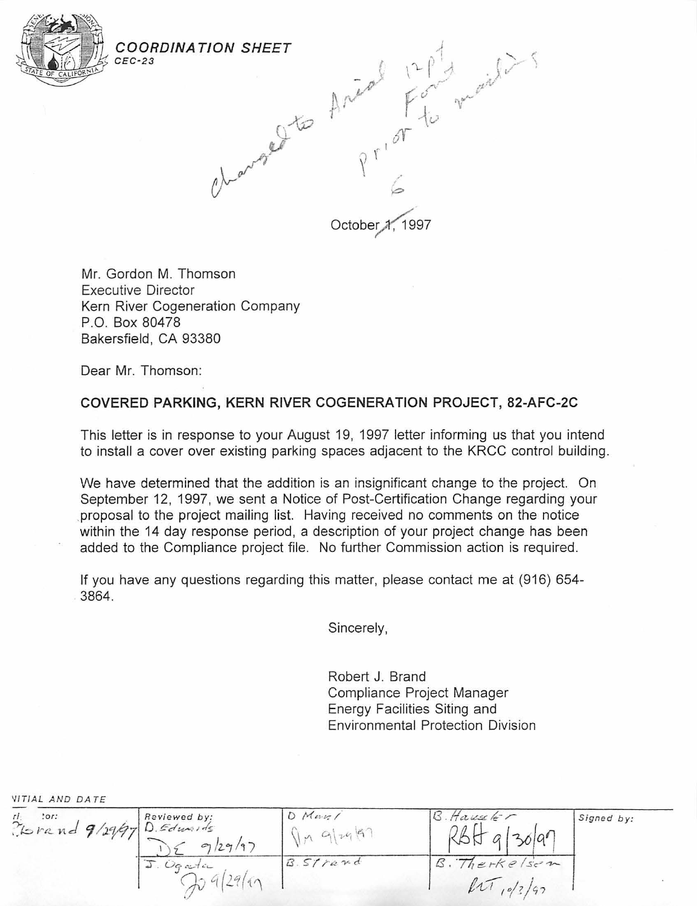**COORDINATION SHEET**
CEC-23

changed to Arial 12pt Font prior to mailing

October 6, 1997

Mr. Gordon M. Thomson
Executive Director
Kern River Cogeneration Company
P.O. Box 80478
Bakersfield, CA 93380

Dear Mr. Thomson:

**COVERED PARKING, KERN RIVER COGENERATION PROJECT, 82-AFC-2C**

This letter is in response to your August 19, 1997 letter informing us that you intend to install a cover over existing parking spaces adjacent to the KRCC control building.

We have determined that the addition is an insignificant change to the project. On September 12, 1997, we sent a Notice of Post-Certification Change regarding your proposal to the project mailing list. Having received no comments on the notice within the 14 day response period, a description of your project change has been added to the Compliance project file. No further Commission action is required.

If you have any questions regarding this matter, please contact me at (916) 654-3864.

Sincerely,

Robert J. Brand
Compliance Project Manager
Energy Facilities Siting and
Environmental Protection Division

INITIAL AND DATE

| ...tor: | Reviewed by: | | | Signed by: |
|---|---|---|---|---|
| Brand 9/29/97 | D. Edwards DE 9/29/97 | D. Maul DM 9/29/97 | B. Haussler RBH 9/30/97 | |
| | J. Ogata JO 9/29/97 | B. Strand | B. Therkelsen BT 10/2/97 | |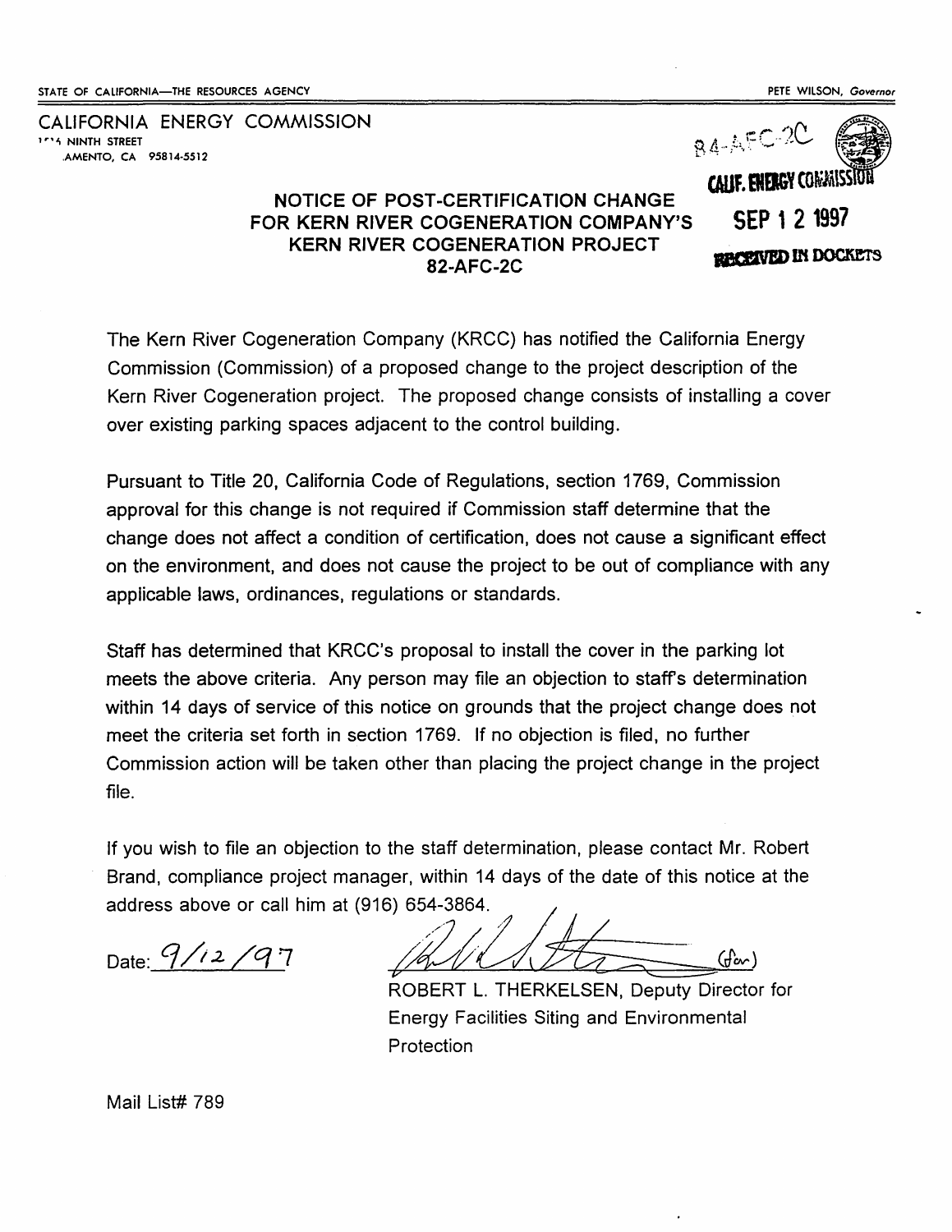STATE OF CALIFORNIA—THE RESOURCES AGENCY

PETE WILSON, *Governor*

CALIFORNIA ENERGY COMMISSION
1516 NINTH STREET
SACRAMENTO, CA 95814-5512

84-AFC-2C

CALIF. ENERGY COMMISSION
SEP 1 2 1997
RECEIVED IN DOCKETS

## NOTICE OF POST-CERTIFICATION CHANGE FOR KERN RIVER COGENERATION COMPANY'S KERN RIVER COGENERATION PROJECT 82-AFC-2C

The Kern River Cogeneration Company (KRCC) has notified the California Energy Commission (Commission) of a proposed change to the project description of the Kern River Cogeneration project. The proposed change consists of installing a cover over existing parking spaces adjacent to the control building.

Pursuant to Title 20, California Code of Regulations, section 1769, Commission approval for this change is not required if Commission staff determine that the change does not affect a condition of certification, does not cause a significant effect on the environment, and does not cause the project to be out of compliance with any applicable laws, ordinances, regulations or standards.

Staff has determined that KRCC's proposal to install the cover in the parking lot meets the above criteria. Any person may file an objection to staff's determination within 14 days of service of this notice on grounds that the project change does not meet the criteria set forth in section 1769. If no objection is filed, no further Commission action will be taken other than placing the project change in the project file.

If you wish to file an objection to the staff determination, please contact Mr. Robert Brand, compliance project manager, within 14 days of the date of this notice at the address above or call him at (916) 654-3864.

Date: 9/12/97

(for)

ROBERT L. THERKELSEN, Deputy Director for Energy Facilities Siting and Environmental Protection

Mail List# 789